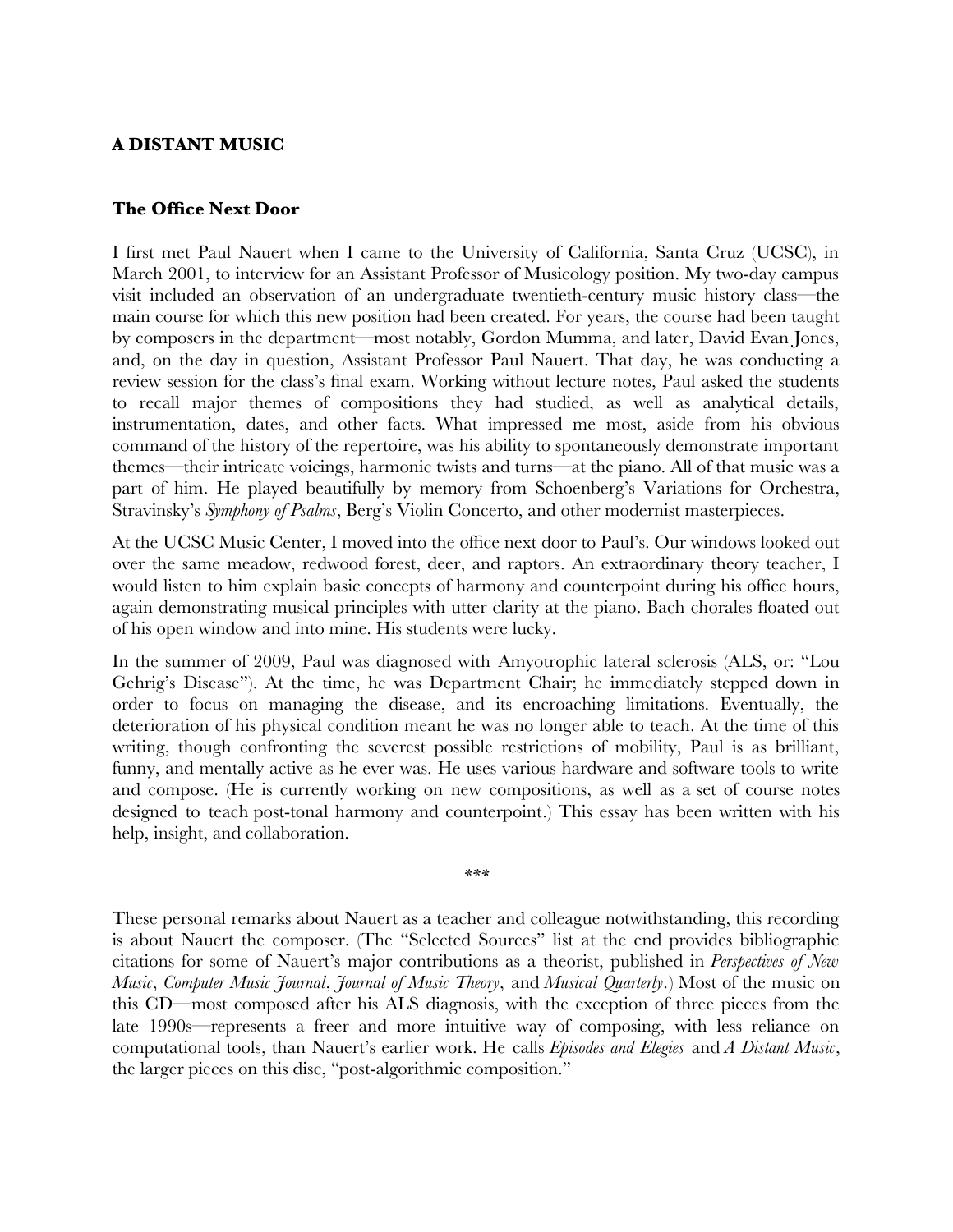## A DISTANT MUSIC

### The Office Next Door

I first met Paul Nauert when I came to the University of California, Santa Cruz (UCSC), in March 2001, to interview for an Assistant Professor of Musicology position. My two-day campus visit included an observation of an undergraduate twentieth-century music history class—the main course for which this new position had been created. For years, the course had been taught by composers in the department—most notably, Gordon Mumma, and later, David Evan Jones, and, on the day in question, Assistant Professor Paul Nauert. That day, he was conducting a review session for the class's final exam. Working without lecture notes, Paul asked the students to recall major themes of compositions they had studied, as well as analytical details, instrumentation, dates, and other facts. What impressed me most, aside from his obvious command of the history of the repertoire, was his ability to spontaneously demonstrate important themes—their intricate voicings, harmonic twists and turns—at the piano. All of that music was a part of him. He played beautifully by memory from Schoenberg's Variations for Orchestra, Stravinsky's *Symphony of Psalms*, Berg's Violin Concerto, and other modernist masterpieces.

At the UCSC Music Center, I moved into the office next door to Paul's. Our windows looked out over the same meadow, redwood forest, deer, and raptors. An extraordinary theory teacher, I would listen to him explain basic concepts of harmony and counterpoint during his office hours, again demonstrating musical principles with utter clarity at the piano. Bach chorales floated out of his open window and into mine. His students were lucky.

In the summer of 2009, Paul was diagnosed with Amyotrophic lateral sclerosis (ALS, or: "Lou Gehrig's Disease"). At the time, he was Department Chair; he immediately stepped down in order to focus on managing the disease, and its encroaching limitations. Eventually, the deterioration of his physical condition meant he was no longer able to teach. At the time of this writing, though confronting the severest possible restrictions of mobility, Paul is as brilliant, funny, and mentally active as he ever was. He uses various hardware and software tools to write and compose. (He is currently working on new compositions, as well as a set of course notes designed to teach post-tonal harmony and counterpoint.) This essay has been written with his help, insight, and collaboration.

\*\*\*

These personal remarks about Nauert as a teacher and colleague notwithstanding, this recording is about Nauert the composer. (The "Selected Sources" list at the end provides bibliographic citations for some of Nauert's major contributions as a theorist, published in *Perspectives of New Music*, *Computer Music Journal*, *Journal of Music Theory*, and *Musical Quarterly*.) Most of the music on this CD—most composed after his ALS diagnosis, with the exception of three pieces from the late 1990s—represents a freer and more intuitive way of composing, with less reliance on computational tools, than Nauert's earlier work. He calls *Episodes and Elegies* and *A Distant Music*, the larger pieces on this disc, "post-algorithmic composition."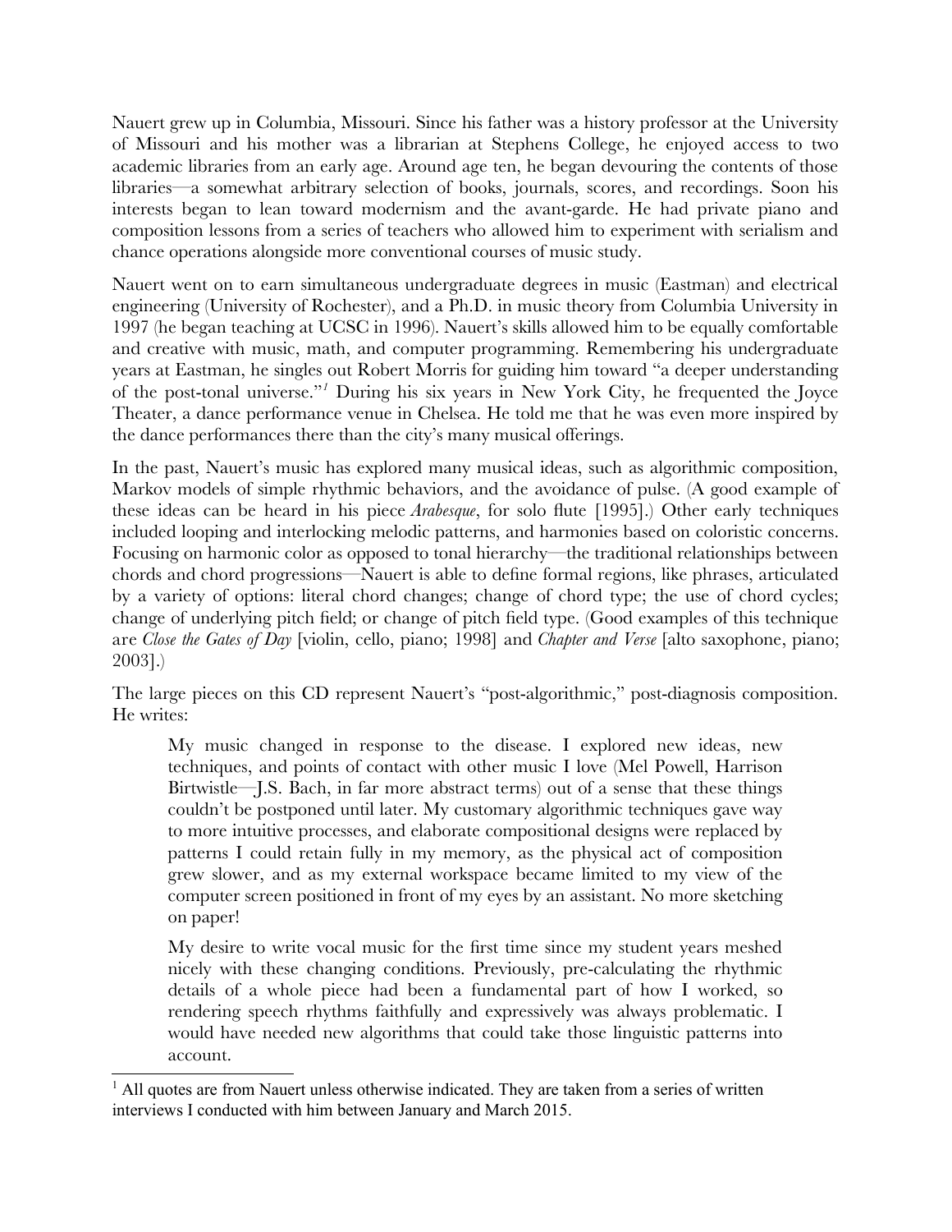Nauert grew up in Columbia, Missouri. Since his father was a history professor at the University of Missouri and his mother was a librarian at Stephens College, he enjoyed access to two academic libraries from an early age. Around age ten, he began devouring the contents of those libraries—a somewhat arbitrary selection of books, journals, scores, and recordings. Soon his interests began to lean toward modernism and the avant-garde. He had private piano and composition lessons from a series of teachers who allowed him to experiment with serialism and chance operations alongside more conventional courses of music study.

Nauert went on to earn simultaneous undergraduate degrees in music (Eastman) and electrical engineering (University of Rochester), and a Ph.D. in music theory from Columbia University in 1997 (he began teaching at UCSC in 1996). Nauert's skills allowed him to be equally comfortable and creative with music, math, and computer programming. Remembering his undergraduate years at Eastman, he singles out Robert Morris for guiding him toward "a deeper understanding of the post-tonal universe."[1] During his six years in New York City, he frequented the Joyce Theater, a dance performance venue in Chelsea. He told me that he was even more inspired by the dance performances there than the city's many musical offerings.

In the past, Nauert's music has explored many musical ideas, such as algorithmic composition, Markov models of simple rhythmic behaviors, and the avoidance of pulse. (A good example of these ideas can be heard in his piece *Arabesque*, for solo flute [1995].) Other early techniques included looping and interlocking melodic patterns, and harmonies based on coloristic concerns. Focusing on harmonic color as opposed to tonal hierarchy—the traditional relationships between chords and chord progressions—Nauert is able to define formal regions, like phrases, articulated by a variety of options: literal chord changes; change of chord type; the use of chord cycles; change of underlying pitch field; or change of pitch field type. (Good examples of this technique are *Close the Gates of Day* [violin, cello, piano; 1998] and *Chapter and Verse* [alto saxophone, piano; 2003].)

The large pieces on this CD represent Nauert's "post-algorithmic," post-diagnosis composition. He writes:

> My music changed in response to the disease. I explored new ideas, new techniques, and points of contact with other music I love (Mel Powell, Harrison Birtwistle—J.S. Bach, in far more abstract terms) out of a sense that these things couldn't be postponed until later. My customary algorithmic techniques gave way to more intuitive processes, and elaborate compositional designs were replaced by patterns I could retain fully in my memory, as the physical act of composition grew slower, and as my external workspace became limited to my view of the computer screen positioned in front of my eyes by an assistant. No more sketching on paper!
>
> My desire to write vocal music for the first time since my student years meshed nicely with these changing conditions. Previously, pre-calculating the rhythmic details of a whole piece had been a fundamental part of how I worked, so rendering speech rhythms faithfully and expressively was always problematic. I would have needed new algorithms that could take those linguistic patterns into account.

[1] All quotes are from Nauert unless otherwise indicated. They are taken from a series of written interviews I conducted with him between January and March 2015.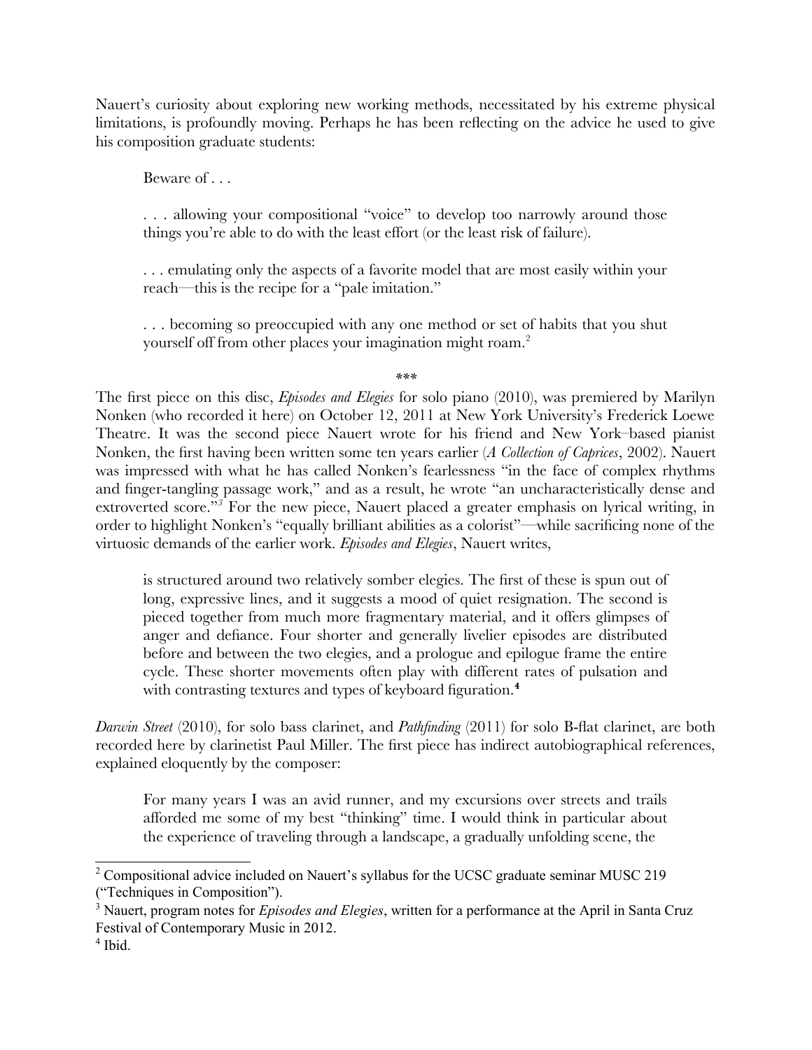Nauert's curiosity about exploring new working methods, necessitated by his extreme physical limitations, is profoundly moving. Perhaps he has been reflecting on the advice he used to give his composition graduate students:

> Beware of . . .
>
> . . . allowing your compositional "voice" to develop too narrowly around those things you're able to do with the least effort (or the least risk of failure).
>
> . . . emulating only the aspects of a favorite model that are most easily within your reach—this is the recipe for a "pale imitation."
>
> . . . becoming so preoccupied with any one method or set of habits that you shut yourself off from other places your imagination might roam.[2]

\*\*\*

The first piece on this disc, *Episodes and Elegies* for solo piano (2010), was premiered by Marilyn Nonken (who recorded it here) on October 12, 2011 at New York University's Frederick Loewe Theatre. It was the second piece Nauert wrote for his friend and New York–based pianist Nonken, the first having been written some ten years earlier (*A Collection of Caprices*, 2002). Nauert was impressed with what he has called Nonken's fearlessness "in the face of complex rhythms and finger-tangling passage work," and as a result, he wrote "an uncharacteristically dense and extroverted score."[3] For the new piece, Nauert placed a greater emphasis on lyrical writing, in order to highlight Nonken's "equally brilliant abilities as a colorist"—while sacrificing none of the virtuosic demands of the earlier work. *Episodes and Elegies*, Nauert writes,

> is structured around two relatively somber elegies. The first of these is spun out of long, expressive lines, and it suggests a mood of quiet resignation. The second is pieced together from much more fragmentary material, and it offers glimpses of anger and defiance. Four shorter and generally livelier episodes are distributed before and between the two elegies, and a prologue and epilogue frame the entire cycle. These shorter movements often play with different rates of pulsation and with contrasting textures and types of keyboard figuration.[4]

*Darwin Street* (2010), for solo bass clarinet, and *Pathfinding* (2011) for solo B-flat clarinet, are both recorded here by clarinetist Paul Miller. The first piece has indirect autobiographical references, explained eloquently by the composer:

> For many years I was an avid runner, and my excursions over streets and trails afforded me some of my best "thinking" time. I would think in particular about the experience of traveling through a landscape, a gradually unfolding scene, the

---

[2] Compositional advice included on Nauert's syllabus for the UCSC graduate seminar MUSC 219 ("Techniques in Composition").

[3] Nauert, program notes for *Episodes and Elegies*, written for a performance at the April in Santa Cruz Festival of Contemporary Music in 2012.

[4] Ibid.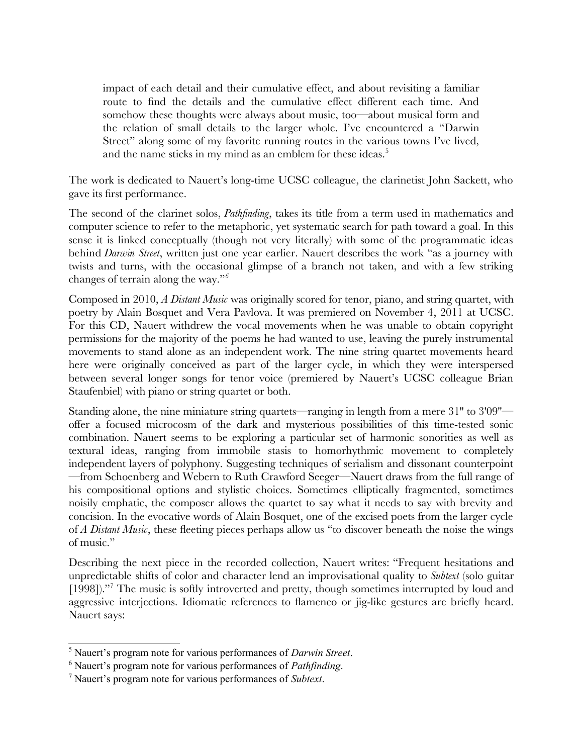> impact of each detail and their cumulative effect, and about revisiting a familiar route to find the details and the cumulative effect different each time. And somehow these thoughts were always about music, too—about musical form and the relation of small details to the larger whole. I've encountered a "Darwin Street" along some of my favorite running routes in the various towns I've lived, and the name sticks in my mind as an emblem for these ideas.[5]

The work is dedicated to Nauert's long-time UCSC colleague, the clarinetist John Sackett, who gave its first performance.

The second of the clarinet solos, *Pathfinding*, takes its title from a term used in mathematics and computer science to refer to the metaphoric, yet systematic search for path toward a goal. In this sense it is linked conceptually (though not very literally) with some of the programmatic ideas behind *Darwin Street*, written just one year earlier. Nauert describes the work "as a journey with twists and turns, with the occasional glimpse of a branch not taken, and with a few striking changes of terrain along the way."[6]

Composed in 2010, *A Distant Music* was originally scored for tenor, piano, and string quartet, with poetry by Alain Bosquet and Vera Pavlova. It was premiered on November 4, 2011 at UCSC. For this CD, Nauert withdrew the vocal movements when he was unable to obtain copyright permissions for the majority of the poems he had wanted to use, leaving the purely instrumental movements to stand alone as an independent work. The nine string quartet movements heard here were originally conceived as part of the larger cycle, in which they were interspersed between several longer songs for tenor voice (premiered by Nauert's UCSC colleague Brian Staufenbiel) with piano or string quartet or both.

Standing alone, the nine miniature string quartets—ranging in length from a mere 31" to 3'09"—offer a focused microcosm of the dark and mysterious possibilities of this time-tested sonic combination. Nauert seems to be exploring a particular set of harmonic sonorities as well as textural ideas, ranging from immobile stasis to homorhythmic movement to completely independent layers of polyphony. Suggesting techniques of serialism and dissonant counterpoint—from Schoenberg and Webern to Ruth Crawford Seeger—Nauert draws from the full range of his compositional options and stylistic choices. Sometimes elliptically fragmented, sometimes noisily emphatic, the composer allows the quartet to say what it needs to say with brevity and concision. In the evocative words of Alain Bosquet, one of the excised poets from the larger cycle of *A Distant Music*, these fleeting pieces perhaps allow us "to discover beneath the noise the wings of music."

Describing the next piece in the recorded collection, Nauert writes: "Frequent hesitations and unpredictable shifts of color and character lend an improvisational quality to *Subtext* (solo guitar [1998])."[7] The music is softly introverted and pretty, though sometimes interrupted by loud and aggressive interjections. Idiomatic references to flamenco or jig-like gestures are briefly heard. Nauert says:

---

[5] Nauert's program note for various performances of *Darwin Street*.

[6] Nauert's program note for various performances of *Pathfinding*.

[7] Nauert's program note for various performances of *Subtext*.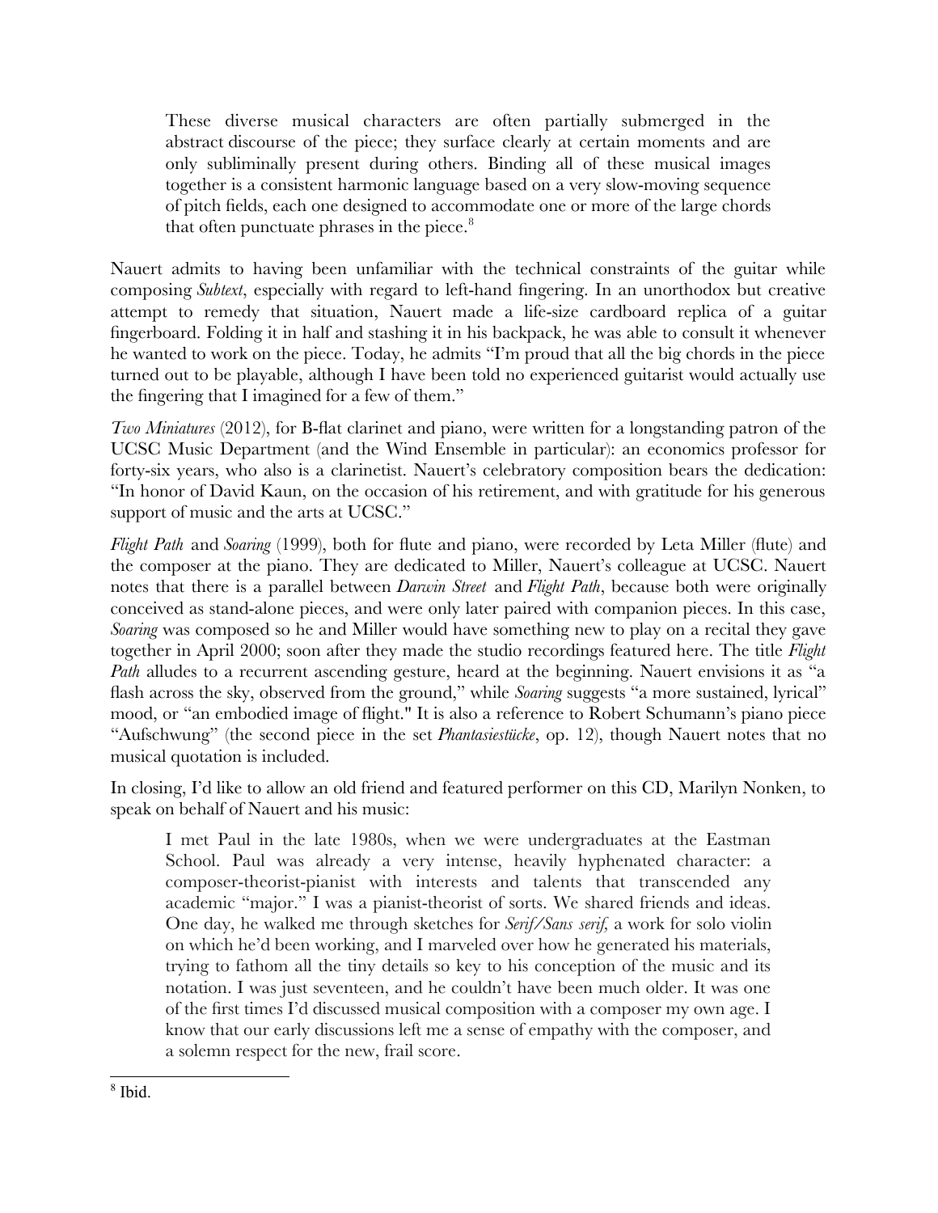> These diverse musical characters are often partially submerged in the abstract discourse of the piece; they surface clearly at certain moments and are only subliminally present during others. Binding all of these musical images together is a consistent harmonic language based on a very slow-moving sequence of pitch fields, each one designed to accommodate one or more of the large chords that often punctuate phrases in the piece.[8]

Nauert admits to having been unfamiliar with the technical constraints of the guitar while composing *Subtext*, especially with regard to left-hand fingering. In an unorthodox but creative attempt to remedy that situation, Nauert made a life-size cardboard replica of a guitar fingerboard. Folding it in half and stashing it in his backpack, he was able to consult it whenever he wanted to work on the piece. Today, he admits "I'm proud that all the big chords in the piece turned out to be playable, although I have been told no experienced guitarist would actually use the fingering that I imagined for a few of them."

*Two Miniatures* (2012), for B-flat clarinet and piano, were written for a longstanding patron of the UCSC Music Department (and the Wind Ensemble in particular): an economics professor for forty-six years, who also is a clarinetist. Nauert's celebratory composition bears the dedication: "In honor of David Kaun, on the occasion of his retirement, and with gratitude for his generous support of music and the arts at UCSC."

*Flight Path* and *Soaring* (1999), both for flute and piano, were recorded by Leta Miller (flute) and the composer at the piano. They are dedicated to Miller, Nauert's colleague at UCSC. Nauert notes that there is a parallel between *Darwin Street* and *Flight Path*, because both were originally conceived as stand-alone pieces, and were only later paired with companion pieces. In this case, *Soaring* was composed so he and Miller would have something new to play on a recital they gave together in April 2000; soon after they made the studio recordings featured here. The title *Flight Path* alludes to a recurrent ascending gesture, heard at the beginning. Nauert envisions it as "a flash across the sky, observed from the ground," while *Soaring* suggests "a more sustained, lyrical" mood, or "an embodied image of flight." It is also a reference to Robert Schumann's piano piece "Aufschwung" (the second piece in the set *Phantasiestücke*, op. 12), though Nauert notes that no musical quotation is included.

In closing, I'd like to allow an old friend and featured performer on this CD, Marilyn Nonken, to speak on behalf of Nauert and his music:

> I met Paul in the late 1980s, when we were undergraduates at the Eastman School. Paul was already a very intense, heavily hyphenated character: a composer-theorist-pianist with interests and talents that transcended any academic "major." I was a pianist-theorist of sorts. We shared friends and ideas. One day, he walked me through sketches for *Serif/Sans serif,* a work for solo violin on which he'd been working, and I marveled over how he generated his materials, trying to fathom all the tiny details so key to his conception of the music and its notation. I was just seventeen, and he couldn't have been much older. It was one of the first times I'd discussed musical composition with a composer my own age. I know that our early discussions left me a sense of empathy with the composer, and a solemn respect for the new, frail score.

[8] Ibid.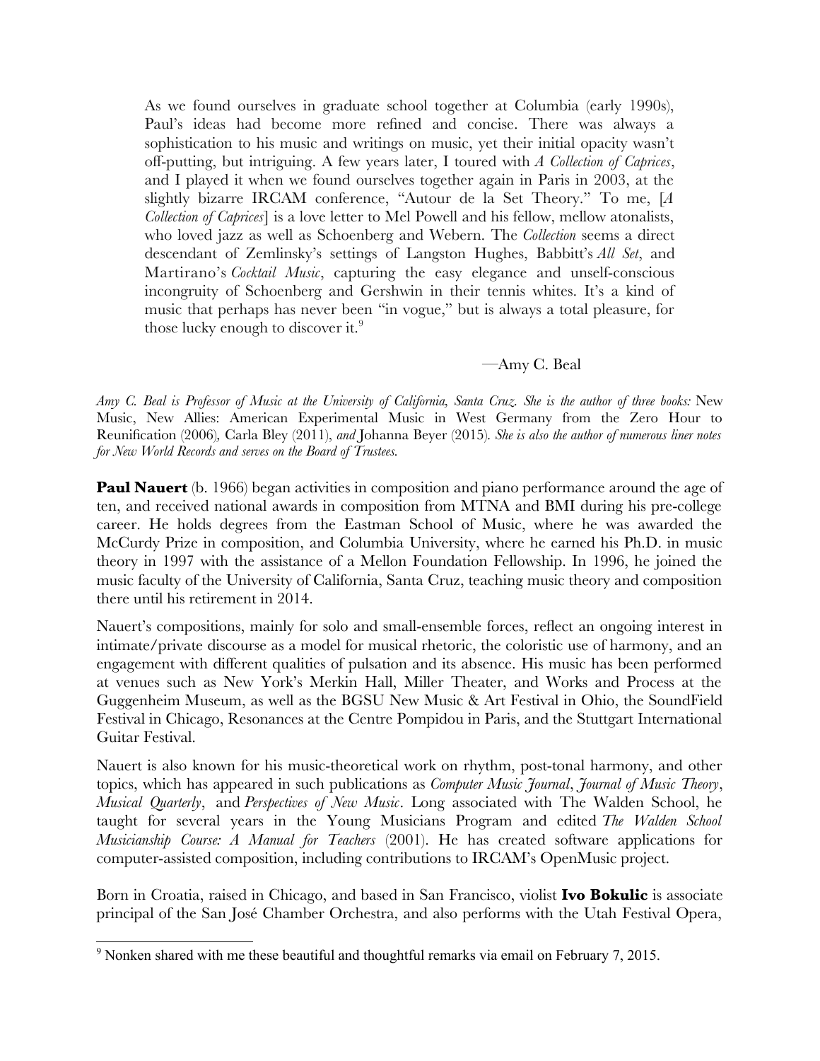> As we found ourselves in graduate school together at Columbia (early 1990s), Paul's ideas had become more refined and concise. There was always a sophistication to his music and writings on music, yet their initial opacity wasn't off-putting, but intriguing. A few years later, I toured with *A Collection of Caprices*, and I played it when we found ourselves together again in Paris in 2003, at the slightly bizarre IRCAM conference, "Autour de la Set Theory." To me, [*A Collection of Caprices*] is a love letter to Mel Powell and his fellow, mellow atonalists, who loved jazz as well as Schoenberg and Webern. The *Collection* seems a direct descendant of Zemlinsky's settings of Langston Hughes, Babbitt's *All Set*, and Martirano's *Cocktail Music*, capturing the easy elegance and unself-conscious incongruity of Schoenberg and Gershwin in their tennis whites. It's a kind of music that perhaps has never been "in vogue," but is always a total pleasure, for those lucky enough to discover it.[9]
>
> —Amy C. Beal

*Amy C. Beal is Professor of Music at the University of California, Santa Cruz. She is the author of three books:* New Music, New Allies: American Experimental Music in West Germany from the Zero Hour to Reunification (2006)*,* Carla Bley (2011)*, and* Johanna Beyer (2015)*. She is also the author of numerous liner notes for New World Records and serves on the Board of Trustees.*

**Paul Nauert** (b. 1966) began activities in composition and piano performance around the age of ten, and received national awards in composition from MTNA and BMI during his pre-college career. He holds degrees from the Eastman School of Music, where he was awarded the McCurdy Prize in composition, and Columbia University, where he earned his Ph.D. in music theory in 1997 with the assistance of a Mellon Foundation Fellowship. In 1996, he joined the music faculty of the University of California, Santa Cruz, teaching music theory and composition there until his retirement in 2014.

Nauert's compositions, mainly for solo and small-ensemble forces, reflect an ongoing interest in intimate/private discourse as a model for musical rhetoric, the coloristic use of harmony, and an engagement with different qualities of pulsation and its absence. His music has been performed at venues such as New York's Merkin Hall, Miller Theater, and Works and Process at the Guggenheim Museum, as well as the BGSU New Music & Art Festival in Ohio, the SoundField Festival in Chicago, Resonances at the Centre Pompidou in Paris, and the Stuttgart International Guitar Festival.

Nauert is also known for his music-theoretical work on rhythm, post-tonal harmony, and other topics, which has appeared in such publications as *Computer Music Journal*, *Journal of Music Theory*, *Musical Quarterly*, and *Perspectives of New Music*. Long associated with The Walden School, he taught for several years in the Young Musicians Program and edited *The Walden School Musicianship Course: A Manual for Teachers* (2001). He has created software applications for computer-assisted composition, including contributions to IRCAM's OpenMusic project.

Born in Croatia, raised in Chicago, and based in San Francisco, violist **Ivo Bokulic** is associate principal of the San José Chamber Orchestra, and also performs with the Utah Festival Opera,

[9] Nonken shared with me these beautiful and thoughtful remarks via email on February 7, 2015.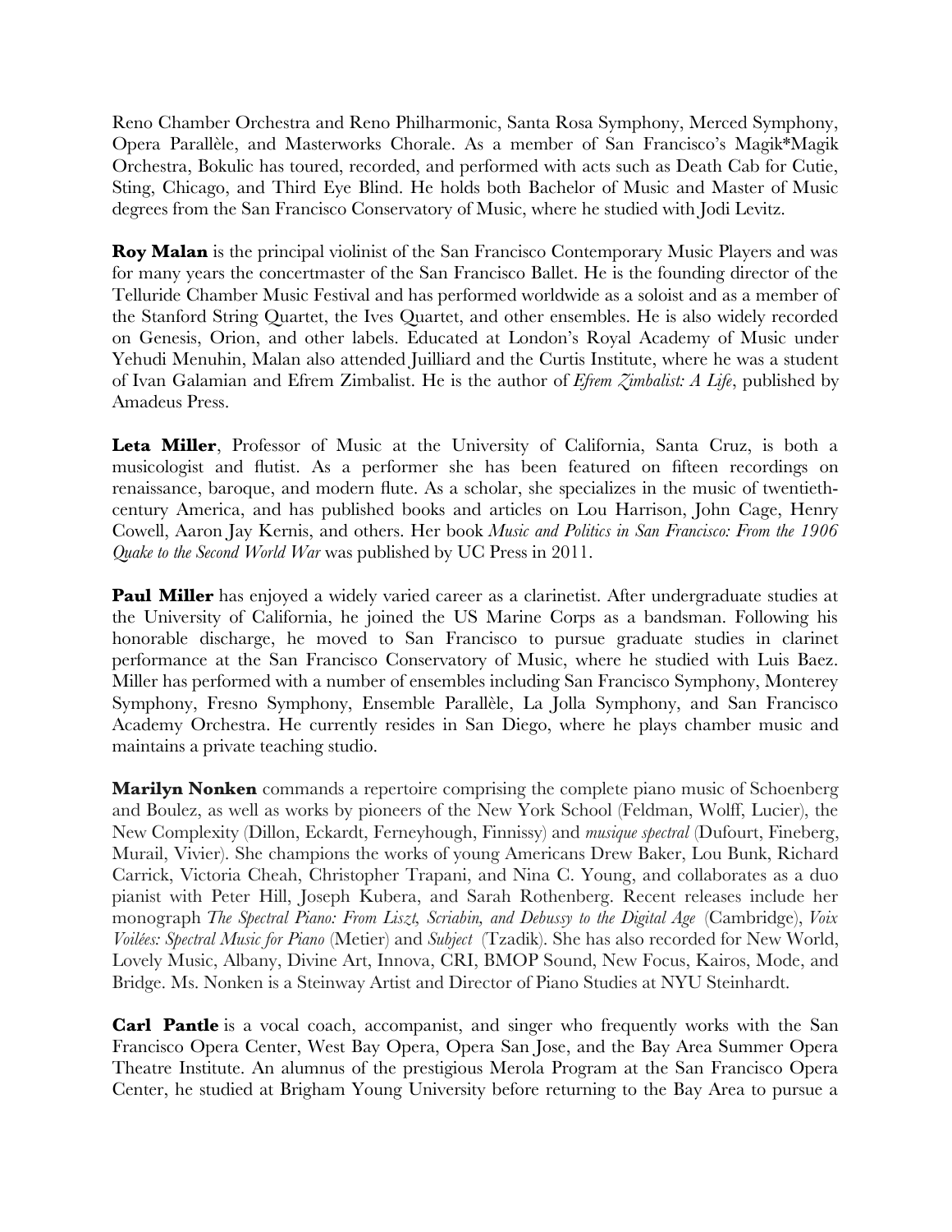Reno Chamber Orchestra and Reno Philharmonic, Santa Rosa Symphony, Merced Symphony, Opera Parallèle, and Masterworks Chorale. As a member of San Francisco's Magik*Magik Orchestra, Bokulic has toured, recorded, and performed with acts such as Death Cab for Cutie, Sting, Chicago, and Third Eye Blind. He holds both Bachelor of Music and Master of Music degrees from the San Francisco Conservatory of Music, where he studied with Jodi Levitz.

**Roy Malan** is the principal violinist of the San Francisco Contemporary Music Players and was for many years the concertmaster of the San Francisco Ballet. He is the founding director of the Telluride Chamber Music Festival and has performed worldwide as a soloist and as a member of the Stanford String Quartet, the Ives Quartet, and other ensembles. He is also widely recorded on Genesis, Orion, and other labels. Educated at London's Royal Academy of Music under Yehudi Menuhin, Malan also attended Juilliard and the Curtis Institute, where he was a student of Ivan Galamian and Efrem Zimbalist. He is the author of *Efrem Zimbalist: A Life*, published by Amadeus Press.

**Leta Miller**, Professor of Music at the University of California, Santa Cruz, is both a musicologist and flutist. As a performer she has been featured on fifteen recordings on renaissance, baroque, and modern flute. As a scholar, she specializes in the music of twentieth-century America, and has published books and articles on Lou Harrison, John Cage, Henry Cowell, Aaron Jay Kernis, and others. Her book *Music and Politics in San Francisco: From the 1906 Quake to the Second World War* was published by UC Press in 2011.

**Paul Miller** has enjoyed a widely varied career as a clarinetist. After undergraduate studies at the University of California, he joined the US Marine Corps as a bandsman. Following his honorable discharge, he moved to San Francisco to pursue graduate studies in clarinet performance at the San Francisco Conservatory of Music, where he studied with Luis Baez. Miller has performed with a number of ensembles including San Francisco Symphony, Monterey Symphony, Fresno Symphony, Ensemble Parallèle, La Jolla Symphony, and San Francisco Academy Orchestra. He currently resides in San Diego, where he plays chamber music and maintains a private teaching studio.

**Marilyn Nonken** commands a repertoire comprising the complete piano music of Schoenberg and Boulez, as well as works by pioneers of the New York School (Feldman, Wolff, Lucier), the New Complexity (Dillon, Eckardt, Ferneyhough, Finnissy) and *musique spectral* (Dufourt, Fineberg, Murail, Vivier). She champions the works of young Americans Drew Baker, Lou Bunk, Richard Carrick, Victoria Cheah, Christopher Trapani, and Nina C. Young, and collaborates as a duo pianist with Peter Hill, Joseph Kubera, and Sarah Rothenberg. Recent releases include her monograph *The Spectral Piano: From Liszt, Scriabin, and Debussy to the Digital Age* (Cambridge), *Voix Voilées: Spectral Music for Piano* (Metier) and *Subject* (Tzadik). She has also recorded for New World, Lovely Music, Albany, Divine Art, Innova, CRI, BMOP Sound, New Focus, Kairos, Mode, and Bridge. Ms. Nonken is a Steinway Artist and Director of Piano Studies at NYU Steinhardt.

**Carl Pantle** is a vocal coach, accompanist, and singer who frequently works with the San Francisco Opera Center, West Bay Opera, Opera San Jose, and the Bay Area Summer Opera Theatre Institute. An alumnus of the prestigious Merola Program at the San Francisco Opera Center, he studied at Brigham Young University before returning to the Bay Area to pursue a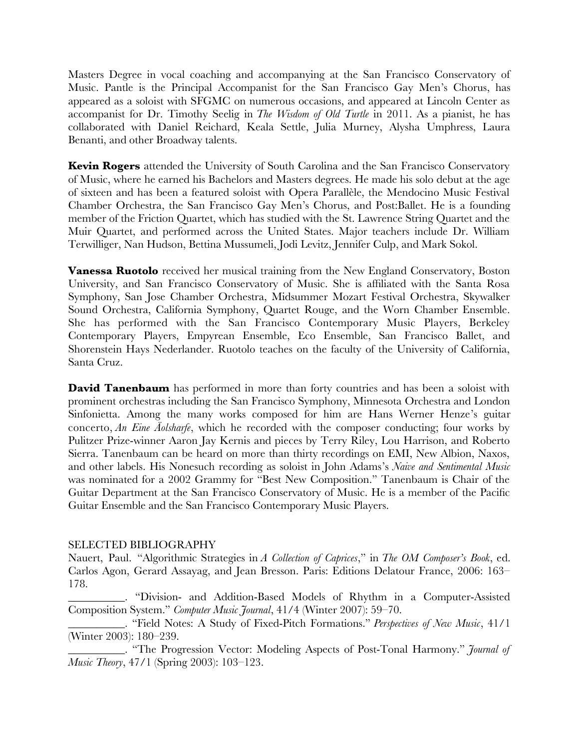Masters Degree in vocal coaching and accompanying at the San Francisco Conservatory of Music. Pantle is the Principal Accompanist for the San Francisco Gay Men's Chorus, has appeared as a soloist with SFGMC on numerous occasions, and appeared at Lincoln Center as accompanist for Dr. Timothy Seelig in *The Wisdom of Old Turtle* in 2011. As a pianist, he has collaborated with Daniel Reichard, Keala Settle, Julia Murney, Alysha Umphress, Laura Benanti, and other Broadway talents.

**Kevin Rogers** attended the University of South Carolina and the San Francisco Conservatory of Music, where he earned his Bachelors and Masters degrees. He made his solo debut at the age of sixteen and has been a featured soloist with Opera Parallèle, the Mendocino Music Festival Chamber Orchestra, the San Francisco Gay Men's Chorus, and Post:Ballet. He is a founding member of the Friction Quartet, which has studied with the St. Lawrence String Quartet and the Muir Quartet, and performed across the United States. Major teachers include Dr. William Terwilliger, Nan Hudson, Bettina Mussumeli, Jodi Levitz, Jennifer Culp, and Mark Sokol.

**Vanessa Ruotolo** received her musical training from the New England Conservatory, Boston University, and San Francisco Conservatory of Music. She is affiliated with the Santa Rosa Symphony, San Jose Chamber Orchestra, Midsummer Mozart Festival Orchestra, Skywalker Sound Orchestra, California Symphony, Quartet Rouge, and the Worn Chamber Ensemble. She has performed with the San Francisco Contemporary Music Players, Berkeley Contemporary Players, Empyrean Ensemble, Eco Ensemble, San Francisco Ballet, and Shorenstein Hays Nederlander. Ruotolo teaches on the faculty of the University of California, Santa Cruz.

**David Tanenbaum** has performed in more than forty countries and has been a soloist with prominent orchestras including the San Francisco Symphony, Minnesota Orchestra and London Sinfonietta. Among the many works composed for him are Hans Werner Henze's guitar concerto, *An Eine Äolsharfe*, which he recorded with the composer conducting; four works by Pulitzer Prize-winner Aaron Jay Kernis and pieces by Terry Riley, Lou Harrison, and Roberto Sierra. Tanenbaum can be heard on more than thirty recordings on EMI, New Albion, Naxos, and other labels. His Nonesuch recording as soloist in John Adams's *Naive and Sentimental Music* was nominated for a 2002 Grammy for "Best New Composition." Tanenbaum is Chair of the Guitar Department at the San Francisco Conservatory of Music. He is a member of the Pacific Guitar Ensemble and the San Francisco Contemporary Music Players.

## SELECTED BIBLIOGRAPHY

Nauert, Paul. "Algorithmic Strategies in *A Collection of Caprices*," in *The OM Composer's Book*, ed. Carlos Agon, Gerard Assayag, and Jean Bresson. Paris: Editions Delatour France, 2006: 163–178.

__________. "Division- and Addition-Based Models of Rhythm in a Computer-Assisted Composition System." *Computer Music Journal*, 41/4 (Winter 2007): 59–70.

__________. "Field Notes: A Study of Fixed-Pitch Formations." *Perspectives of New Music*, 41/1 (Winter 2003): 180–239.

__________. "The Progression Vector: Modeling Aspects of Post-Tonal Harmony." *Journal of Music Theory*, 47/1 (Spring 2003): 103–123.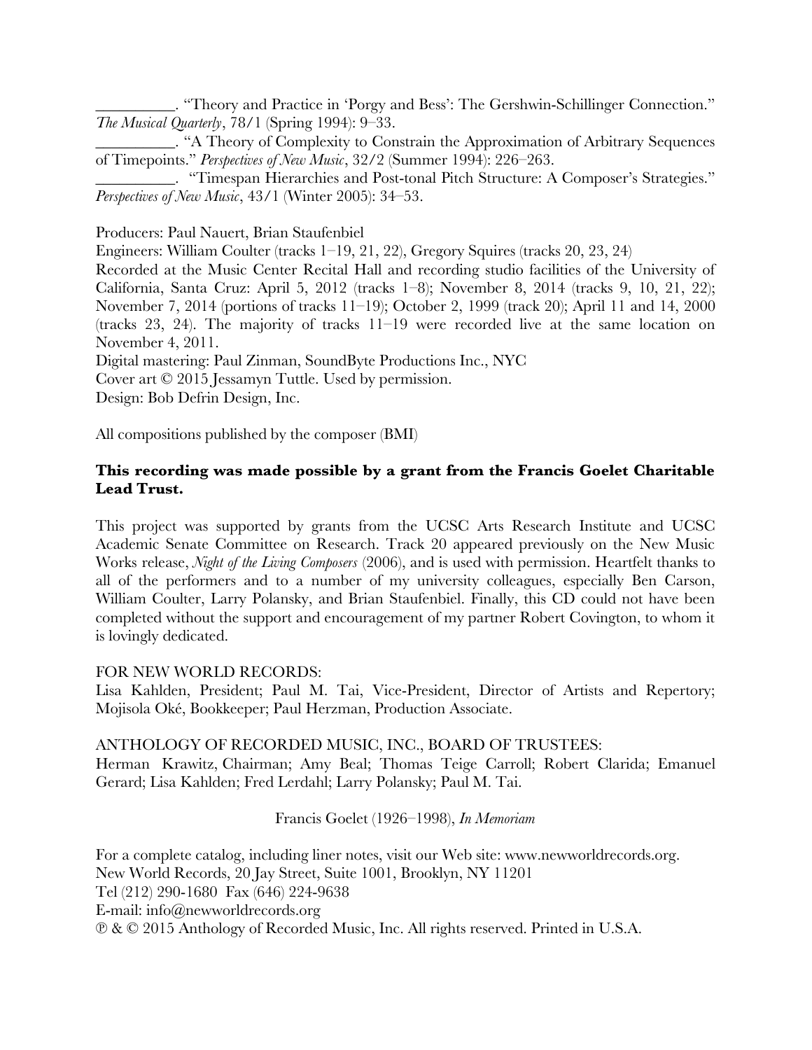__________. "Theory and Practice in 'Porgy and Bess': The Gershwin-Schillinger Connection." *The Musical Quarterly*, 78/1 (Spring 1994): 9–33.

__________. "A Theory of Complexity to Constrain the Approximation of Arbitrary Sequences of Timepoints." *Perspectives of New Music*, 32/2 (Summer 1994): 226–263.

__________. "Timespan Hierarchies and Post-tonal Pitch Structure: A Composer's Strategies." *Perspectives of New Music*, 43/1 (Winter 2005): 34–53.

Producers: Paul Nauert, Brian Staufenbiel

Engineers: William Coulter (tracks 1–19, 21, 22), Gregory Squires (tracks 20, 23, 24)

Recorded at the Music Center Recital Hall and recording studio facilities of the University of California, Santa Cruz: April 5, 2012 (tracks 1–8); November 8, 2014 (tracks 9, 10, 21, 22); November 7, 2014 (portions of tracks 11–19); October 2, 1999 (track 20); April 11 and 14, 2000 (tracks 23, 24). The majority of tracks 11–19 were recorded live at the same location on November 4, 2011.

Digital mastering: Paul Zinman, SoundByte Productions Inc., NYC

Cover art © 2015 Jessamyn Tuttle. Used by permission.

Design: Bob Defrin Design, Inc.

All compositions published by the composer (BMI)

**This recording was made possible by a grant from the Francis Goelet Charitable Lead Trust.**

This project was supported by grants from the UCSC Arts Research Institute and UCSC Academic Senate Committee on Research. Track 20 appeared previously on the New Music Works release, *Night of the Living Composers* (2006), and is used with permission. Heartfelt thanks to all of the performers and to a number of my university colleagues, especially Ben Carson, William Coulter, Larry Polansky, and Brian Staufenbiel. Finally, this CD could not have been completed without the support and encouragement of my partner Robert Covington, to whom it is lovingly dedicated.

FOR NEW WORLD RECORDS:

Lisa Kahlden, President; Paul M. Tai, Vice-President, Director of Artists and Repertory; Mojisola Oké, Bookkeeper; Paul Herzman, Production Associate.

ANTHOLOGY OF RECORDED MUSIC, INC., BOARD OF TRUSTEES:

Herman Krawitz, Chairman; Amy Beal; Thomas Teige Carroll; Robert Clarida; Emanuel Gerard; Lisa Kahlden; Fred Lerdahl; Larry Polansky; Paul M. Tai.

Francis Goelet (1926–1998), *In Memoriam*

For a complete catalog, including liner notes, visit our Web site: www.newworldrecords.org.

New World Records, 20 Jay Street, Suite 1001, Brooklyn, NY 11201

Tel (212) 290-1680 Fax (646) 224-9638

E-mail: info@newworldrecords.org

℗ & © 2015 Anthology of Recorded Music, Inc. All rights reserved. Printed in U.S.A.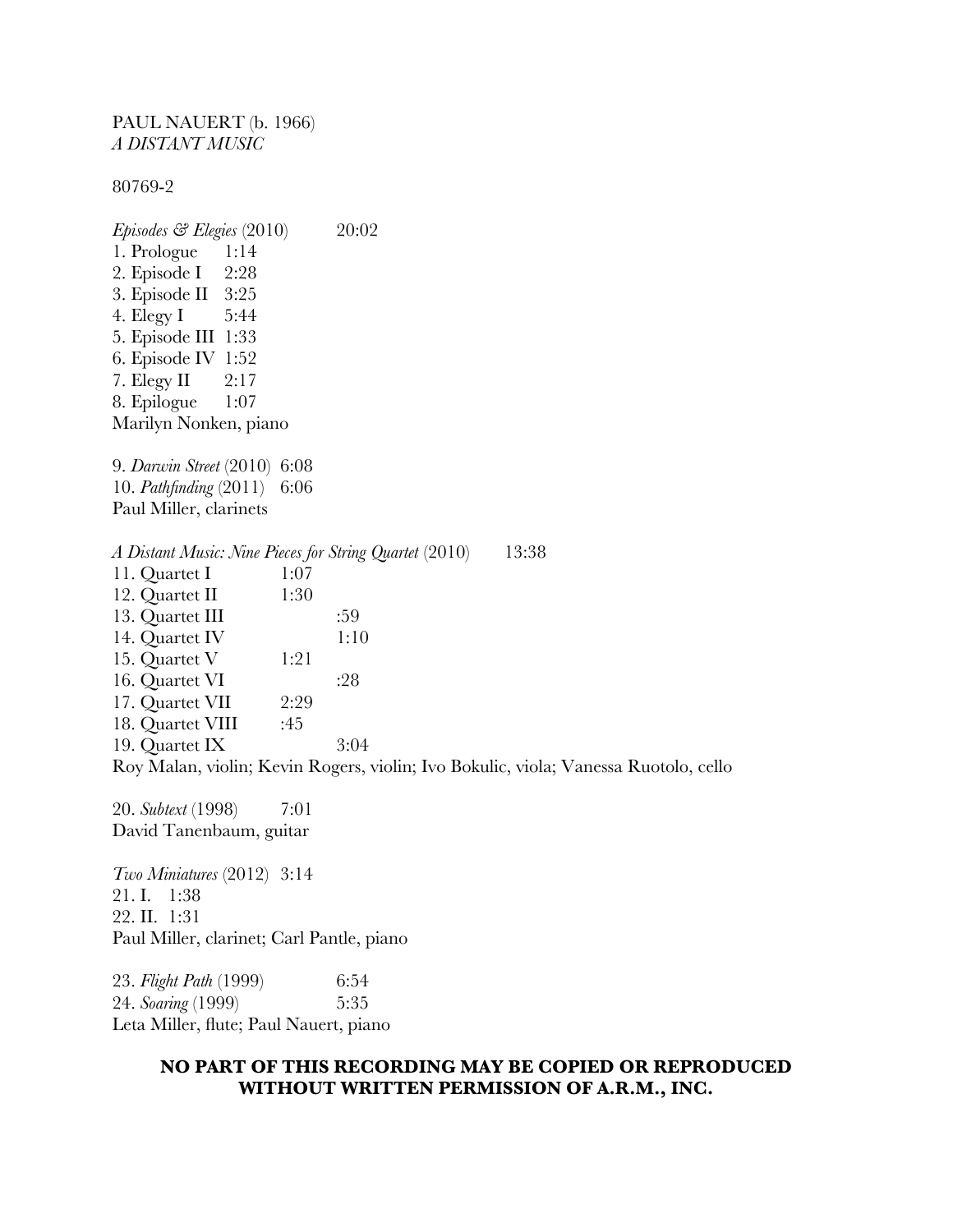PAUL NAUERT (b. 1966)
*A DISTANT MUSIC*

80769-2

*Episodes & Elegies* (2010) 20:02
1. Prologue 1:14
2. Episode I 2:28
3. Episode II 3:25
4. Elegy I 5:44
5. Episode III 1:33
6. Episode IV 1:52
7. Elegy II 2:17
8. Epilogue 1:07
Marilyn Nonken, piano

9. *Darwin Street* (2010) 6:08
10. *Pathfinding* (2011) 6:06
Paul Miller, clarinets

*A Distant Music: Nine Pieces for String Quartet* (2010) 13:38
11. Quartet I 1:07
12. Quartet II 1:30
13. Quartet III :59
14. Quartet IV 1:10
15. Quartet V 1:21
16. Quartet VI :28
17. Quartet VII 2:29
18. Quartet VIII :45
19. Quartet IX 3:04
Roy Malan, violin; Kevin Rogers, violin; Ivo Bokulic, viola; Vanessa Ruotolo, cello

20. *Subtext* (1998) 7:01
David Tanenbaum, guitar

*Two Miniatures* (2012) 3:14
21. I. 1:38
22. II. 1:31
Paul Miller, clarinet; Carl Pantle, piano

23. *Flight Path* (1999) 6:54
24. *Soaring* (1999) 5:35
Leta Miller, flute; Paul Nauert, piano

**NO PART OF THIS RECORDING MAY BE COPIED OR REPRODUCED WITHOUT WRITTEN PERMISSION OF A.R.M., INC.**